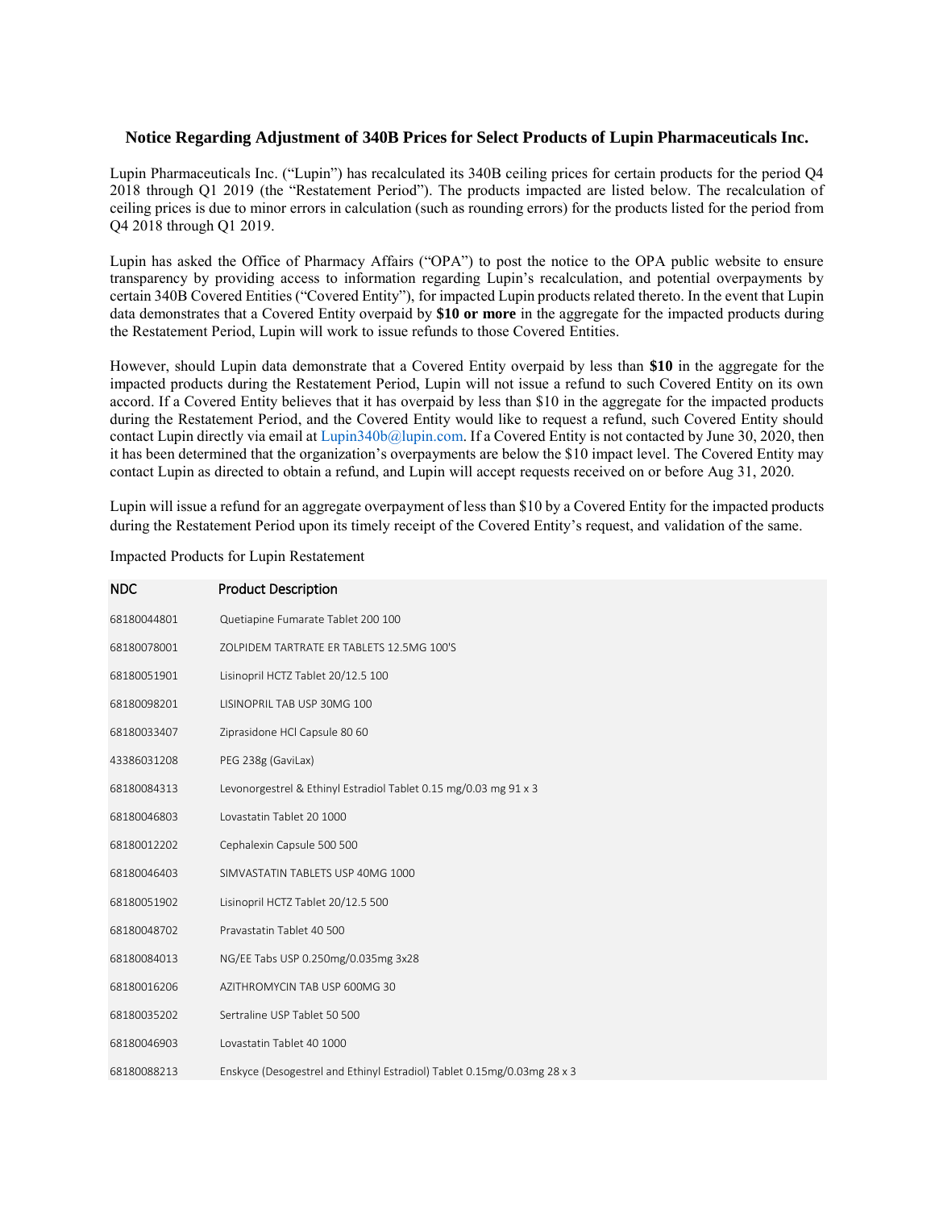# Notice Regarding Adjustment of 340B Prices for Select Products of Lupin Pharmaceuticals Inc.

Lupin Pharmaceuticals Inc. ("Lupin") has recalculated its 340B ceiling prices for certain products for the period Q4 2018 through Q1 2019 (the "Restatement Period"). The products impacted are listed below. The recalculation of ceiling prices is due to minor errors in calculation (such as rounding errors) for the products listed for the period from Q4 2018 through Q1 2019.

Lupin has asked the Office of Pharmacy Affairs ("OPA") to post the notice to the OPA public website to ensure transparency by providing access to information regarding Lupin's recalculation, and potential overpayments by certain 340B Covered Entities ("Covered Entity"), for impacted Lupin products related thereto. In the event that Lupin data demonstrates that a Covered Entity overpaid by **$10 or more** in the aggregate for the impacted products during the Restatement Period, Lupin will work to issue refunds to those Covered Entities.

However, should Lupin data demonstrate that a Covered Entity overpaid by less than **$10** in the aggregate for the impacted products during the Restatement Period, Lupin will not issue a refund to such Covered Entity on its own accord. If a Covered Entity believes that it has overpaid by less than $10 in the aggregate for the impacted products during the Restatement Period, and the Covered Entity would like to request a refund, such Covered Entity should contact Lupin directly via email at Lupin340b@lupin.com. If a Covered Entity is not contacted by June 30, 2020, then it has been determined that the organization's overpayments are below the $10 impact level. The Covered Entity may contact Lupin as directed to obtain a refund, and Lupin will accept requests received on or before Aug 31, 2020.

Lupin will issue a refund for an aggregate overpayment of less than $10 by a Covered Entity for the impacted products during the Restatement Period upon its timely receipt of the Covered Entity's request, and validation of the same.

Impacted Products for Lupin Restatement

| NDC | Product Description |
|---|---|
| 68180044801 | Quetiapine Fumarate Tablet 200 100 |
| 68180078001 | ZOLPIDEM TARTRATE ER TABLETS 12.5MG 100'S |
| 68180051901 | Lisinopril HCTZ Tablet 20/12.5 100 |
| 68180098201 | LISINOPRIL TAB USP 30MG 100 |
| 68180033407 | Ziprasidone HCl Capsule 80 60 |
| 43386031208 | PEG 238g (GaviLax) |
| 68180084313 | Levonorgestrel & Ethinyl Estradiol Tablet 0.15 mg/0.03 mg 91 x 3 |
| 68180046803 | Lovastatin Tablet 20 1000 |
| 68180012202 | Cephalexin Capsule 500 500 |
| 68180046403 | SIMVASTATIN TABLETS USP 40MG 1000 |
| 68180051902 | Lisinopril HCTZ Tablet 20/12.5 500 |
| 68180048702 | Pravastatin Tablet 40 500 |
| 68180084013 | NG/EE Tabs USP 0.250mg/0.035mg 3x28 |
| 68180016206 | AZITHROMYCIN TAB USP 600MG 30 |
| 68180035202 | Sertraline USP Tablet 50 500 |
| 68180046903 | Lovastatin Tablet 40 1000 |
| 68180088213 | Enskyce (Desogestrel and Ethinyl Estradiol) Tablet 0.15mg/0.03mg 28 x 3 |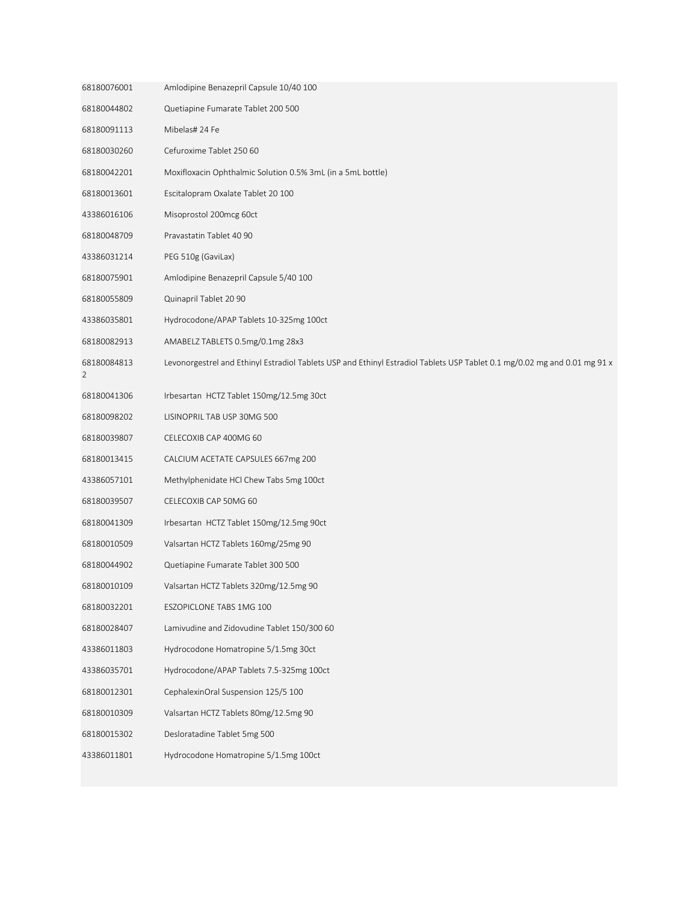| | |
|---|---|
| 68180076001 | Amlodipine Benazepril Capsule 10/40 100 |
| 68180044802 | Quetiapine Fumarate Tablet 200 500 |
| 68180091113 | Mibelas# 24 Fe |
| 68180030260 | Cefuroxime Tablet 250 60 |
| 68180042201 | Moxifloxacin Ophthalmic Solution 0.5% 3mL (in a 5mL bottle) |
| 68180013601 | Escitalopram Oxalate Tablet 20 100 |
| 43386016106 | Misoprostol 200mcg 60ct |
| 68180048709 | Pravastatin Tablet 40 90 |
| 43386031214 | PEG 510g (GaviLax) |
| 68180075901 | Amlodipine Benazepril Capsule 5/40 100 |
| 68180055809 | Quinapril Tablet 20 90 |
| 43386035801 | Hydrocodone/APAP Tablets 10-325mg 100ct |
| 68180082913 | AMABELZ TABLETS 0.5mg/0.1mg 28x3 |
| 68180084813 2 | Levonorgestrel and Ethinyl Estradiol Tablets USP and Ethinyl Estradiol Tablets USP Tablet 0.1 mg/0.02 mg and 0.01 mg 91 x |
| 68180041306 | Irbesartan HCTZ Tablet 150mg/12.5mg 30ct |
| 68180098202 | LISINOPRIL TAB USP 30MG 500 |
| 68180039807 | CELECOXIB CAP 400MG 60 |
| 68180013415 | CALCIUM ACETATE CAPSULES 667mg 200 |
| 43386057101 | Methylphenidate HCl Chew Tabs 5mg 100ct |
| 68180039507 | CELECOXIB CAP 50MG 60 |
| 68180041309 | Irbesartan HCTZ Tablet 150mg/12.5mg 90ct |
| 68180010509 | Valsartan HCTZ Tablets 160mg/25mg 90 |
| 68180044902 | Quetiapine Fumarate Tablet 300 500 |
| 68180010109 | Valsartan HCTZ Tablets 320mg/12.5mg 90 |
| 68180032201 | ESZOPICLONE TABS 1MG 100 |
| 68180028407 | Lamivudine and Zidovudine Tablet 150/300 60 |
| 43386011803 | Hydrocodone Homatropine 5/1.5mg 30ct |
| 43386035701 | Hydrocodone/APAP Tablets 7.5-325mg 100ct |
| 68180012301 | CephalexinOral Suspension 125/5 100 |
| 68180010309 | Valsartan HCTZ Tablets 80mg/12.5mg 90 |
| 68180015302 | Desloratadine Tablet 5mg 500 |
| 43386011801 | Hydrocodone Homatropine 5/1.5mg 100ct |